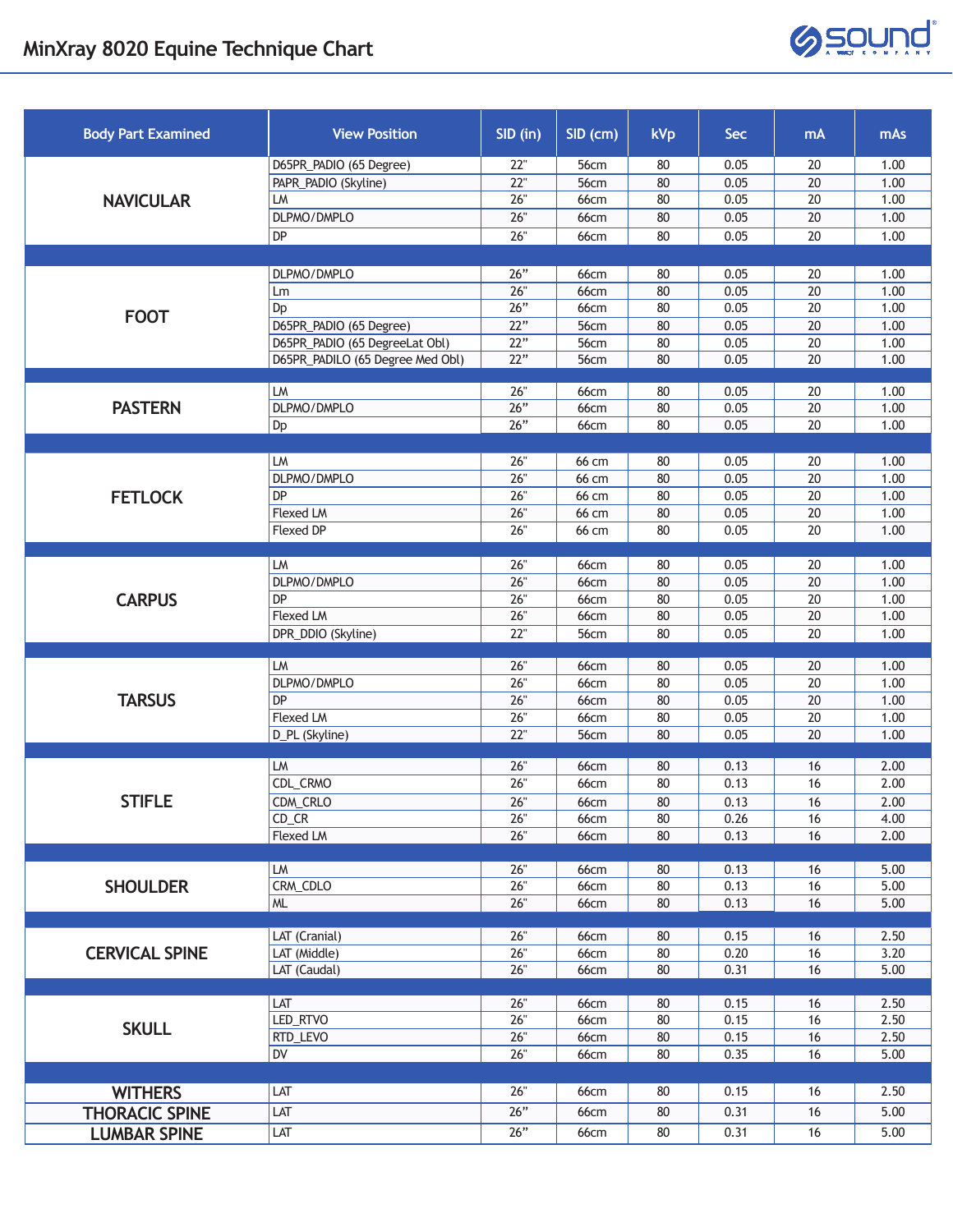# MinXray 8020 Equine Technique Chart

| Body Part Examined | View Position | SID (in) | SID (cm) | kVp | Sec | mA | mAs |
|---|---|---|---|---|---|---|---|
| NAVICULAR | D65PR_PADIO (65 Degree) | 22" | 56cm | 80 | 0.05 | 20 | 1.00 |
| | PAPR_PADIO (Skyline) | 22" | 56cm | 80 | 0.05 | 20 | 1.00 |
| | LM | 26" | 66cm | 80 | 0.05 | 20 | 1.00 |
| | DLPMO/DMPLO | 26" | 66cm | 80 | 0.05 | 20 | 1.00 |
| | DP | 26" | 66cm | 80 | 0.05 | 20 | 1.00 |
| FOOT | DLPMO/DMPLO | 26" | 66cm | 80 | 0.05 | 20 | 1.00 |
| | Lm | 26" | 66cm | 80 | 0.05 | 20 | 1.00 |
| | Dp | 26" | 66cm | 80 | 0.05 | 20 | 1.00 |
| | D65PR_PADIO (65 Degree) | 22" | 56cm | 80 | 0.05 | 20 | 1.00 |
| | D65PR_PADIO (65 DegreeLat Obl) | 22" | 56cm | 80 | 0.05 | 20 | 1.00 |
| | D65PR_PADILO (65 Degree Med Obl) | 22" | 56cm | 80 | 0.05 | 20 | 1.00 |
| PASTERN | LM | 26" | 66cm | 80 | 0.05 | 20 | 1.00 |
| | DLPMO/DMPLO | 26" | 66cm | 80 | 0.05 | 20 | 1.00 |
| | Dp | 26" | 66cm | 80 | 0.05 | 20 | 1.00 |
| FETLOCK | LM | 26" | 66 cm | 80 | 0.05 | 20 | 1.00 |
| | DLPMO/DMPLO | 26" | 66 cm | 80 | 0.05 | 20 | 1.00 |
| | DP | 26" | 66 cm | 80 | 0.05 | 20 | 1.00 |
| | Flexed LM | 26" | 66 cm | 80 | 0.05 | 20 | 1.00 |
| | Flexed DP | 26" | 66 cm | 80 | 0.05 | 20 | 1.00 |
| CARPUS | LM | 26" | 66cm | 80 | 0.05 | 20 | 1.00 |
| | DLPMO/DMPLO | 26" | 66cm | 80 | 0.05 | 20 | 1.00 |
| | DP | 26" | 66cm | 80 | 0.05 | 20 | 1.00 |
| | Flexed LM | 26" | 66cm | 80 | 0.05 | 20 | 1.00 |
| | DPR_DDIO (Skyline) | 22" | 56cm | 80 | 0.05 | 20 | 1.00 |
| TARSUS | LM | 26" | 66cm | 80 | 0.05 | 20 | 1.00 |
| | DLPMO/DMPLO | 26" | 66cm | 80 | 0.05 | 20 | 1.00 |
| | DP | 26" | 66cm | 80 | 0.05 | 20 | 1.00 |
| | Flexed LM | 26" | 66cm | 80 | 0.05 | 20 | 1.00 |
| | D_PL (Skyline) | 22" | 56cm | 80 | 0.05 | 20 | 1.00 |
| STIFLE | LM | 26" | 66cm | 80 | 0.13 | 16 | 2.00 |
| | CDL_CRMO | 26" | 66cm | 80 | 0.13 | 16 | 2.00 |
| | CDM_CRLO | 26" | 66cm | 80 | 0.13 | 16 | 2.00 |
| | CD_CR | 26" | 66cm | 80 | 0.26 | 16 | 4.00 |
| | Flexed LM | 26" | 66cm | 80 | 0.13 | 16 | 2.00 |
| SHOULDER | LM | 26" | 66cm | 80 | 0.13 | 16 | 5.00 |
| | CRM_CDLO | 26" | 66cm | 80 | 0.13 | 16 | 5.00 |
| | ML | 26" | 66cm | 80 | 0.13 | 16 | 5.00 |
| CERVICAL SPINE | LAT (Cranial) | 26" | 66cm | 80 | 0.15 | 16 | 2.50 |
| | LAT (Middle) | 26" | 66cm | 80 | 0.20 | 16 | 3.20 |
| | LAT (Caudal) | 26" | 66cm | 80 | 0.31 | 16 | 5.00 |
| SKULL | LAT | 26" | 66cm | 80 | 0.15 | 16 | 2.50 |
| | LED_RTVO | 26" | 66cm | 80 | 0.15 | 16 | 2.50 |
| | RTD_LEVO | 26" | 66cm | 80 | 0.15 | 16 | 2.50 |
| | DV | 26" | 66cm | 80 | 0.35 | 16 | 5.00 |
| WITHERS | LAT | 26" | 66cm | 80 | 0.15 | 16 | 2.50 |
| THORACIC SPINE | LAT | 26" | 66cm | 80 | 0.31 | 16 | 5.00 |
| LUMBAR SPINE | LAT | 26" | 66cm | 80 | 0.31 | 16 | 5.00 |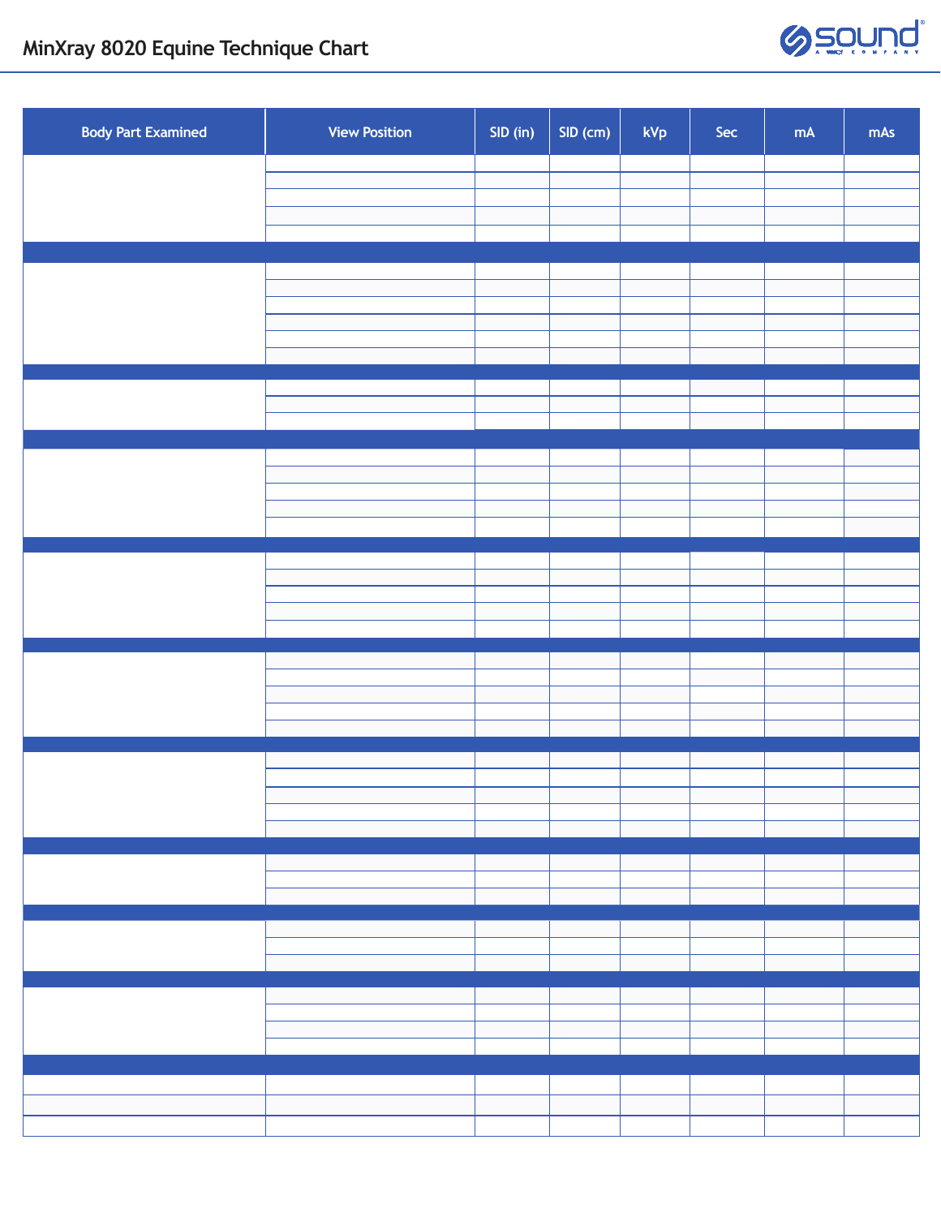# MinXray 8020 Equine Technique Chart

| Body Part Examined | View Position | SID (in) | SID (cm) | kVp | Sec | mA | mAs |
|---|---|---|---|---|---|---|---|
| | | | | | | | |